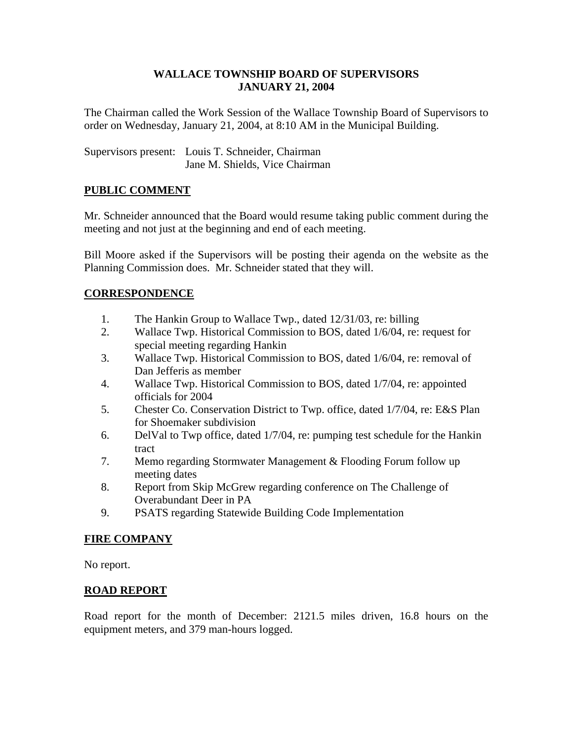# WALLACE TOWNSHIP BOARD OF SUPERVISORS
## JANUARY 21, 2004

The Chairman called the Work Session of the Wallace Township Board of Supervisors to order on Wednesday, January 21, 2004, at 8:10 AM in the Municipal Building.

Supervisors present: Louis T. Schneider, Chairman
Jane M. Shields, Vice Chairman

## PUBLIC COMMENT

Mr. Schneider announced that the Board would resume taking public comment during the meeting and not just at the beginning and end of each meeting.

Bill Moore asked if the Supervisors will be posting their agenda on the website as the Planning Commission does. Mr. Schneider stated that they will.

## CORRESPONDENCE

1. The Hankin Group to Wallace Twp., dated 12/31/03, re: billing
2. Wallace Twp. Historical Commission to BOS, dated 1/6/04, re: request for special meeting regarding Hankin
3. Wallace Twp. Historical Commission to BOS, dated 1/6/04, re: removal of Dan Jefferis as member
4. Wallace Twp. Historical Commission to BOS, dated 1/7/04, re: appointed officials for 2004
5. Chester Co. Conservation District to Twp. office, dated 1/7/04, re: E&S Plan for Shoemaker subdivision
6. DelVal to Twp office, dated 1/7/04, re: pumping test schedule for the Hankin tract
7. Memo regarding Stormwater Management & Flooding Forum follow up meeting dates
8. Report from Skip McGrew regarding conference on The Challenge of Overabundant Deer in PA
9. PSATS regarding Statewide Building Code Implementation

## FIRE COMPANY

No report.

## ROAD REPORT

Road report for the month of December: 2121.5 miles driven, 16.8 hours on the equipment meters, and 379 man-hours logged.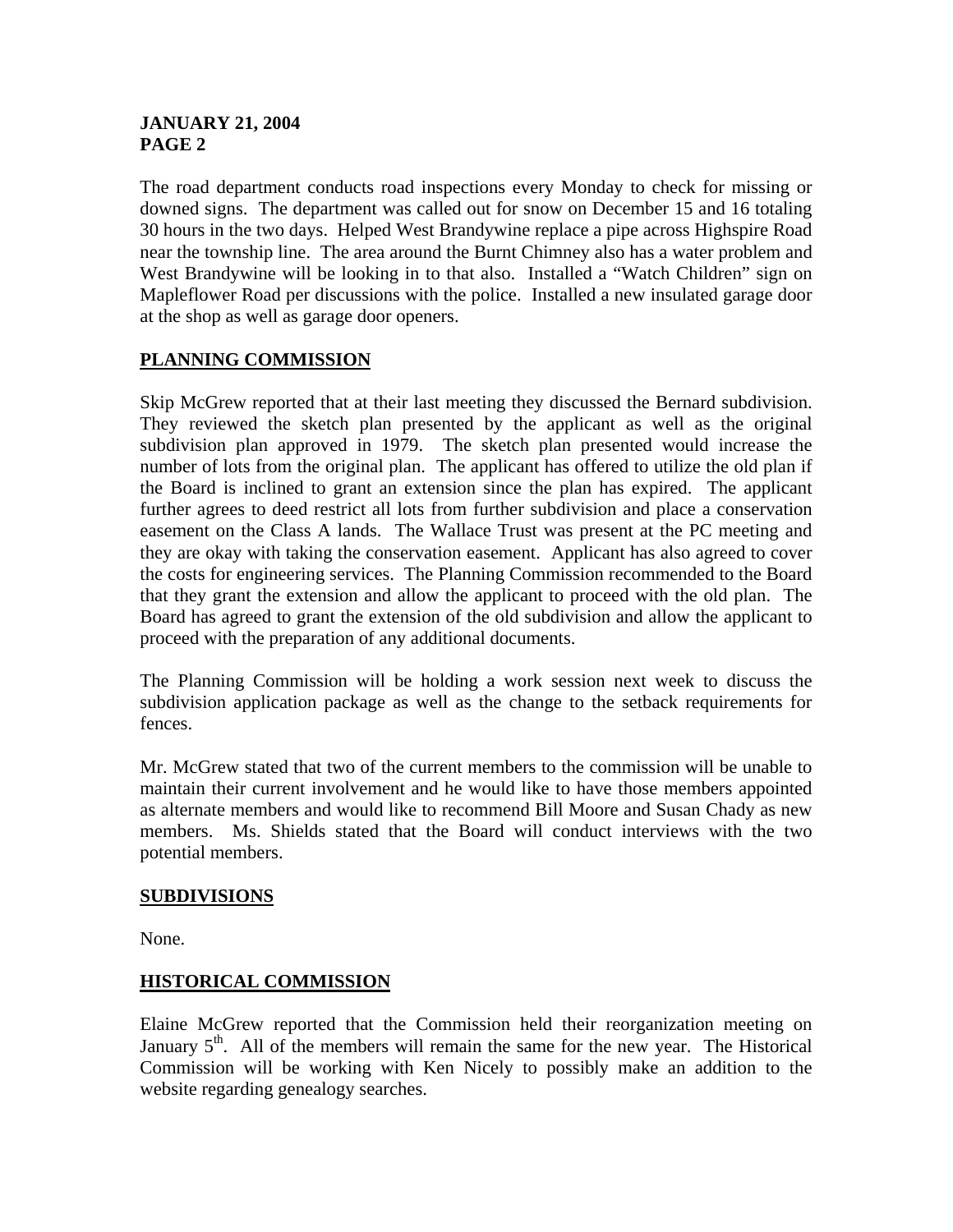The road department conducts road inspections every Monday to check for missing or downed signs. The department was called out for snow on December 15 and 16 totaling 30 hours in the two days. Helped West Brandywine replace a pipe across Highspire Road near the township line. The area around the Burnt Chimney also has a water problem and West Brandywine will be looking in to that also. Installed a "Watch Children" sign on Mapleflower Road per discussions with the police. Installed a new insulated garage door at the shop as well as garage door openers.

## PLANNING COMMISSION

Skip McGrew reported that at their last meeting they discussed the Bernard subdivision. They reviewed the sketch plan presented by the applicant as well as the original subdivision plan approved in 1979. The sketch plan presented would increase the number of lots from the original plan. The applicant has offered to utilize the old plan if the Board is inclined to grant an extension since the plan has expired. The applicant further agrees to deed restrict all lots from further subdivision and place a conservation easement on the Class A lands. The Wallace Trust was present at the PC meeting and they are okay with taking the conservation easement. Applicant has also agreed to cover the costs for engineering services. The Planning Commission recommended to the Board that they grant the extension and allow the applicant to proceed with the old plan. The Board has agreed to grant the extension of the old subdivision and allow the applicant to proceed with the preparation of any additional documents.

The Planning Commission will be holding a work session next week to discuss the subdivision application package as well as the change to the setback requirements for fences.

Mr. McGrew stated that two of the current members to the commission will be unable to maintain their current involvement and he would like to have those members appointed as alternate members and would like to recommend Bill Moore and Susan Chady as new members. Ms. Shields stated that the Board will conduct interviews with the two potential members.

## SUBDIVISIONS

None.

## HISTORICAL COMMISSION

Elaine McGrew reported that the Commission held their reorganization meeting on January 5th. All of the members will remain the same for the new year. The Historical Commission will be working with Ken Nicely to possibly make an addition to the website regarding genealogy searches.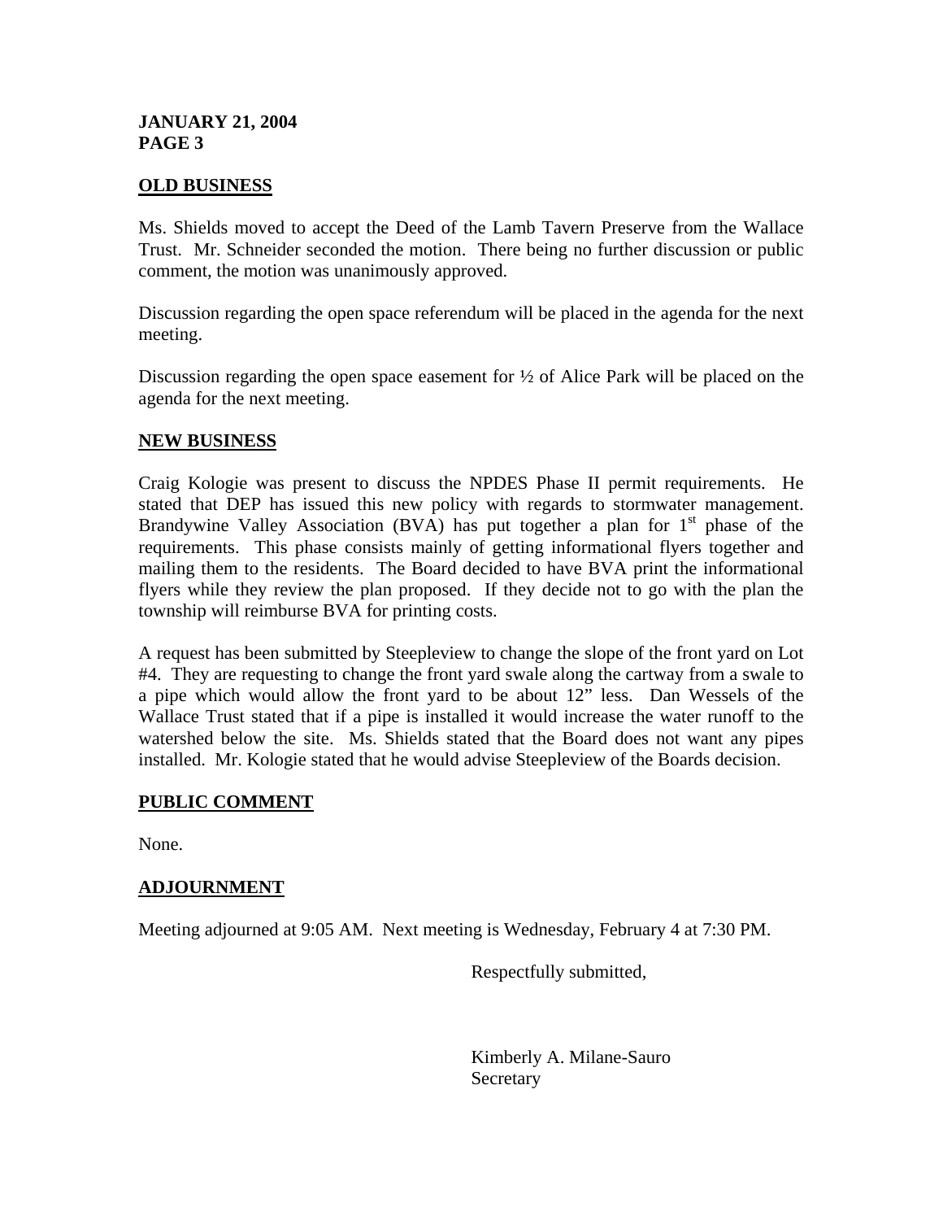**JANUARY 21, 2004**
**PAGE 3**

## OLD BUSINESS

Ms. Shields moved to accept the Deed of the Lamb Tavern Preserve from the Wallace Trust. Mr. Schneider seconded the motion. There being no further discussion or public comment, the motion was unanimously approved.

Discussion regarding the open space referendum will be placed in the agenda for the next meeting.

Discussion regarding the open space easement for ½ of Alice Park will be placed on the agenda for the next meeting.

## NEW BUSINESS

Craig Kologie was present to discuss the NPDES Phase II permit requirements. He stated that DEP has issued this new policy with regards to stormwater management. Brandywine Valley Association (BVA) has put together a plan for 1st phase of the requirements. This phase consists mainly of getting informational flyers together and mailing them to the residents. The Board decided to have BVA print the informational flyers while they review the plan proposed. If they decide not to go with the plan the township will reimburse BVA for printing costs.

A request has been submitted by Steepleview to change the slope of the front yard on Lot #4. They are requesting to change the front yard swale along the cartway from a swale to a pipe which would allow the front yard to be about 12" less. Dan Wessels of the Wallace Trust stated that if a pipe is installed it would increase the water runoff to the watershed below the site. Ms. Shields stated that the Board does not want any pipes installed. Mr. Kologie stated that he would advise Steepleview of the Boards decision.

## PUBLIC COMMENT

None.

## ADJOURNMENT

Meeting adjourned at 9:05 AM. Next meeting is Wednesday, February 4 at 7:30 PM.

Respectfully submitted,

Kimberly A. Milane-Sauro
Secretary